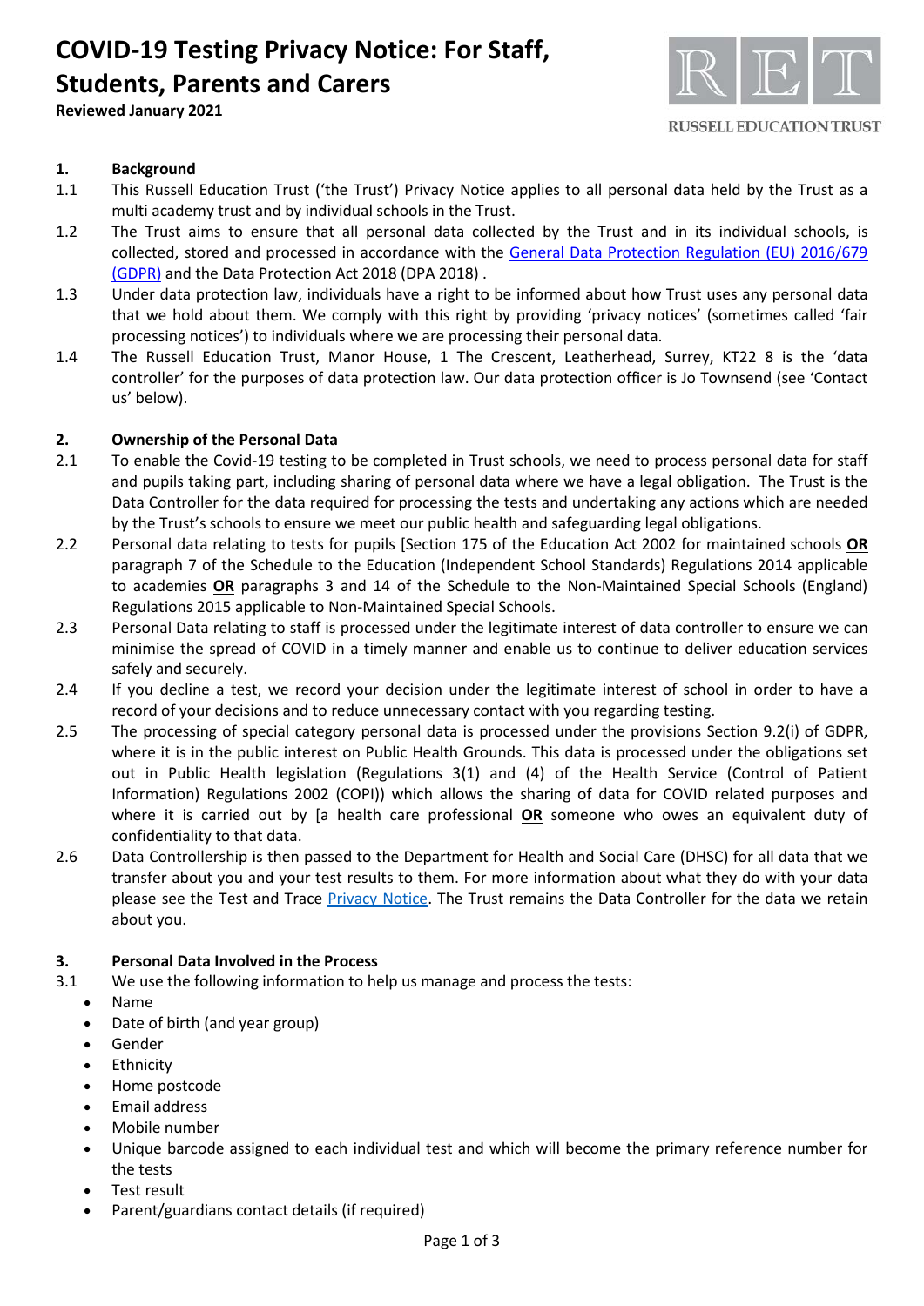# COVID-19 Testing Privacy Notice: For Staff, Students, Parents and Carers

**Reviewed January 2021**

RUSSELL EDUCATION TRUST

## 1. Background

1.1 This Russell Education Trust ('the Trust') Privacy Notice applies to all personal data held by the Trust as a multi academy trust and by individual schools in the Trust.

1.2 The Trust aims to ensure that all personal data collected by the Trust and in its individual schools, is collected, stored and processed in accordance with the General Data Protection Regulation (EU) 2016/679 (GDPR) and the Data Protection Act 2018 (DPA 2018) .

1.3 Under data protection law, individuals have a right to be informed about how Trust uses any personal data that we hold about them. We comply with this right by providing 'privacy notices' (sometimes called 'fair processing notices') to individuals where we are processing their personal data.

1.4 The Russell Education Trust, Manor House, 1 The Crescent, Leatherhead, Surrey, KT22 8 is the 'data controller' for the purposes of data protection law. Our data protection officer is Jo Townsend (see 'Contact us' below).

## 2. Ownership of the Personal Data

2.1 To enable the Covid-19 testing to be completed in Trust schools, we need to process personal data for staff and pupils taking part, including sharing of personal data where we have a legal obligation. The Trust is the Data Controller for the data required for processing the tests and undertaking any actions which are needed by the Trust's schools to ensure we meet our public health and safeguarding legal obligations.

2.2 Personal data relating to tests for pupils [Section 175 of the Education Act 2002 for maintained schools **OR** paragraph 7 of the Schedule to the Education (Independent School Standards) Regulations 2014 applicable to academies **OR** paragraphs 3 and 14 of the Schedule to the Non-Maintained Special Schools (England) Regulations 2015 applicable to Non-Maintained Special Schools.

2.3 Personal Data relating to staff is processed under the legitimate interest of data controller to ensure we can minimise the spread of COVID in a timely manner and enable us to continue to deliver education services safely and securely.

2.4 If you decline a test, we record your decision under the legitimate interest of school in order to have a record of your decisions and to reduce unnecessary contact with you regarding testing.

2.5 The processing of special category personal data is processed under the provisions Section 9.2(i) of GDPR, where it is in the public interest on Public Health Grounds. This data is processed under the obligations set out in Public Health legislation (Regulations 3(1) and (4) of the Health Service (Control of Patient Information) Regulations 2002 (COPI)) which allows the sharing of data for COVID related purposes and where it is carried out by [a health care professional **OR** someone who owes an equivalent duty of confidentiality to that data.

2.6 Data Controllership is then passed to the Department for Health and Social Care (DHSC) for all data that we transfer about you and your test results to them. For more information about what they do with your data please see the Test and Trace Privacy Notice. The Trust remains the Data Controller for the data we retain about you.

## 3. Personal Data Involved in the Process

3.1 We use the following information to help us manage and process the tests:

- Name
- Date of birth (and year group)
- Gender
- Ethnicity
- Home postcode
- Email address
- Mobile number
- Unique barcode assigned to each individual test and which will become the primary reference number for the tests
- Test result
- Parent/guardians contact details (if required)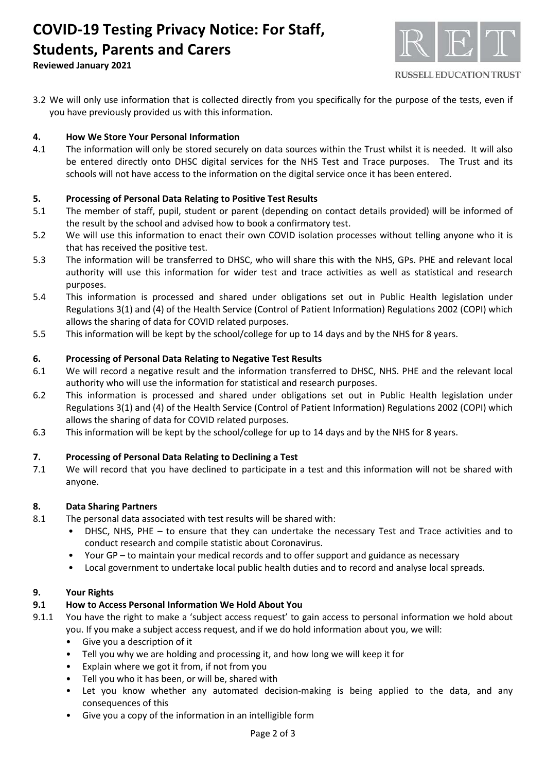3.2 We will only use information that is collected directly from you specifically for the purpose of the tests, even if you have previously provided us with this information.

## 4. How We Store Your Personal Information

4.1 The information will only be stored securely on data sources within the Trust whilst it is needed. It will also be entered directly onto DHSC digital services for the NHS Test and Trace purposes. The Trust and its schools will not have access to the information on the digital service once it has been entered.

## 5. Processing of Personal Data Relating to Positive Test Results

5.1 The member of staff, pupil, student or parent (depending on contact details provided) will be informed of the result by the school and advised how to book a confirmatory test.

5.2 We will use this information to enact their own COVID isolation processes without telling anyone who it is that has received the positive test.

5.3 The information will be transferred to DHSC, who will share this with the NHS, GPs. PHE and relevant local authority will use this information for wider test and trace activities as well as statistical and research purposes.

5.4 This information is processed and shared under obligations set out in Public Health legislation under Regulations 3(1) and (4) of the Health Service (Control of Patient Information) Regulations 2002 (COPI) which allows the sharing of data for COVID related purposes.

5.5 This information will be kept by the school/college for up to 14 days and by the NHS for 8 years.

## 6. Processing of Personal Data Relating to Negative Test Results

6.1 We will record a negative result and the information transferred to DHSC, NHS. PHE and the relevant local authority who will use the information for statistical and research purposes.

6.2 This information is processed and shared under obligations set out in Public Health legislation under Regulations 3(1) and (4) of the Health Service (Control of Patient Information) Regulations 2002 (COPI) which allows the sharing of data for COVID related purposes.

6.3 This information will be kept by the school/college for up to 14 days and by the NHS for 8 years.

## 7. Processing of Personal Data Relating to Declining a Test

7.1 We will record that you have declined to participate in a test and this information will not be shared with anyone.

## 8. Data Sharing Partners

8.1 The personal data associated with test results will be shared with:

- DHSC, NHS, PHE – to ensure that they can undertake the necessary Test and Trace activities and to conduct research and compile statistic about Coronavirus.
- Your GP – to maintain your medical records and to offer support and guidance as necessary
- Local government to undertake local public health duties and to record and analyse local spreads.

## 9. Your Rights

### 9.1 How to Access Personal Information We Hold About You

9.1.1 You have the right to make a 'subject access request' to gain access to personal information we hold about you. If you make a subject access request, and if we do hold information about you, we will:

- Give you a description of it
- Tell you why we are holding and processing it, and how long we will keep it for
- Explain where we got it from, if not from you
- Tell you who it has been, or will be, shared with
- Let you know whether any automated decision-making is being applied to the data, and any consequences of this
- Give you a copy of the information in an intelligible form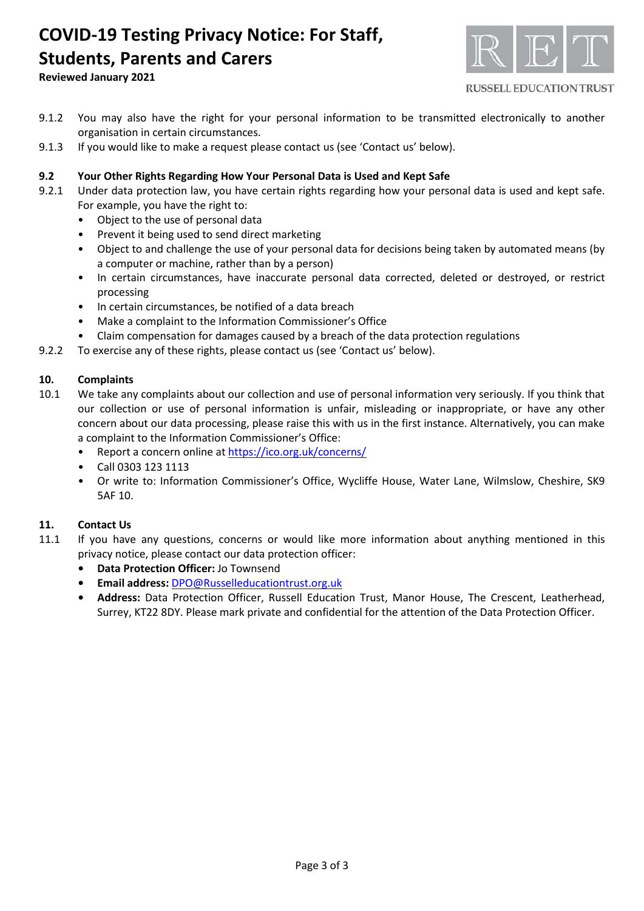9.1.2 You may also have the right for your personal information to be transmitted electronically to another organisation in certain circumstances.

9.1.3 If you would like to make a request please contact us (see 'Contact us' below).

### 9.2 Your Other Rights Regarding How Your Personal Data is Used and Kept Safe

9.2.1 Under data protection law, you have certain rights regarding how your personal data is used and kept safe. For example, you have the right to:

- Object to the use of personal data
- Prevent it being used to send direct marketing
- Object to and challenge the use of your personal data for decisions being taken by automated means (by a computer or machine, rather than by a person)
- In certain circumstances, have inaccurate personal data corrected, deleted or destroyed, or restrict processing
- In certain circumstances, be notified of a data breach
- Make a complaint to the Information Commissioner's Office
- Claim compensation for damages caused by a breach of the data protection regulations

9.2.2 To exercise any of these rights, please contact us (see 'Contact us' below).

## 10. Complaints

10.1 We take any complaints about our collection and use of personal information very seriously. If you think that our collection or use of personal information is unfair, misleading or inappropriate, or have any other concern about our data processing, please raise this with us in the first instance. Alternatively, you can make a complaint to the Information Commissioner's Office:

- Report a concern online at https://ico.org.uk/concerns/
- Call 0303 123 1113
- Or write to: Information Commissioner's Office, Wycliffe House, Water Lane, Wilmslow, Cheshire, SK9 5AF 10.

## 11. Contact Us

11.1 If you have any questions, concerns or would like more information about anything mentioned in this privacy notice, please contact our data protection officer:

- **Data Protection Officer:** Jo Townsend
- **Email address:** DPO@Russelleducationtrust.org.uk
- **Address:** Data Protection Officer, Russell Education Trust, Manor House, The Crescent, Leatherhead, Surrey, KT22 8DY. Please mark private and confidential for the attention of the Data Protection Officer.